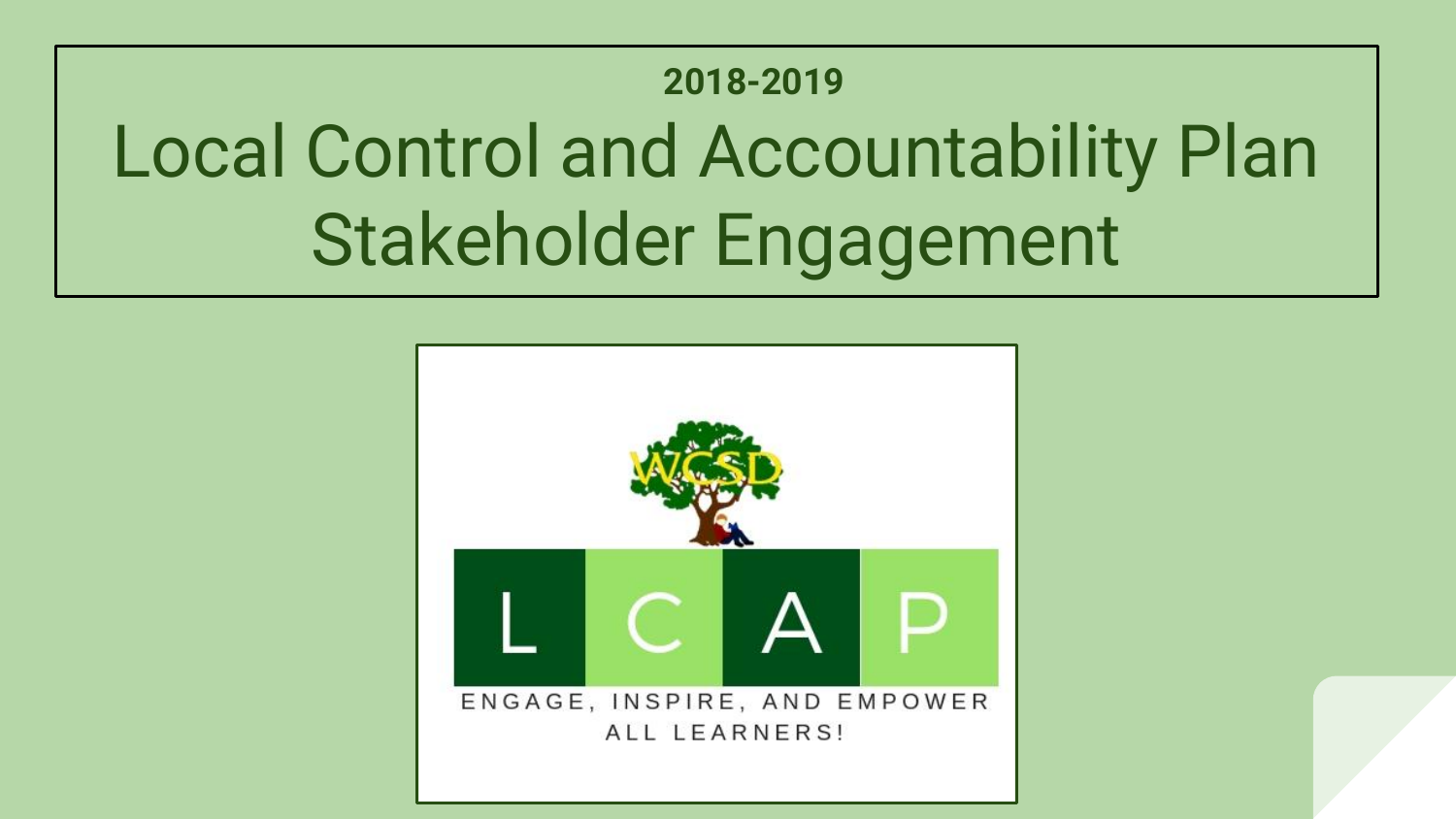**2018-2019**

# Local Control and Accountability Plan Stakeholder Engagement

WCSD

L C A P

ENGAGE, INSPIRE, AND EMPOWER ALL LEARNERS!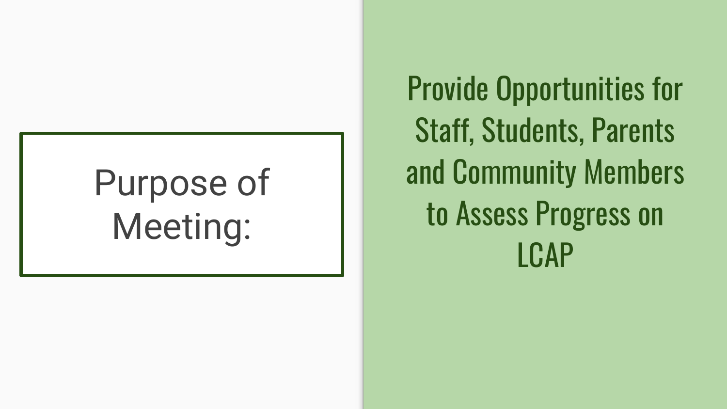# Purpose of Meeting:

Provide Opportunities for Staff, Students, Parents and Community Members to Assess Progress on LCAP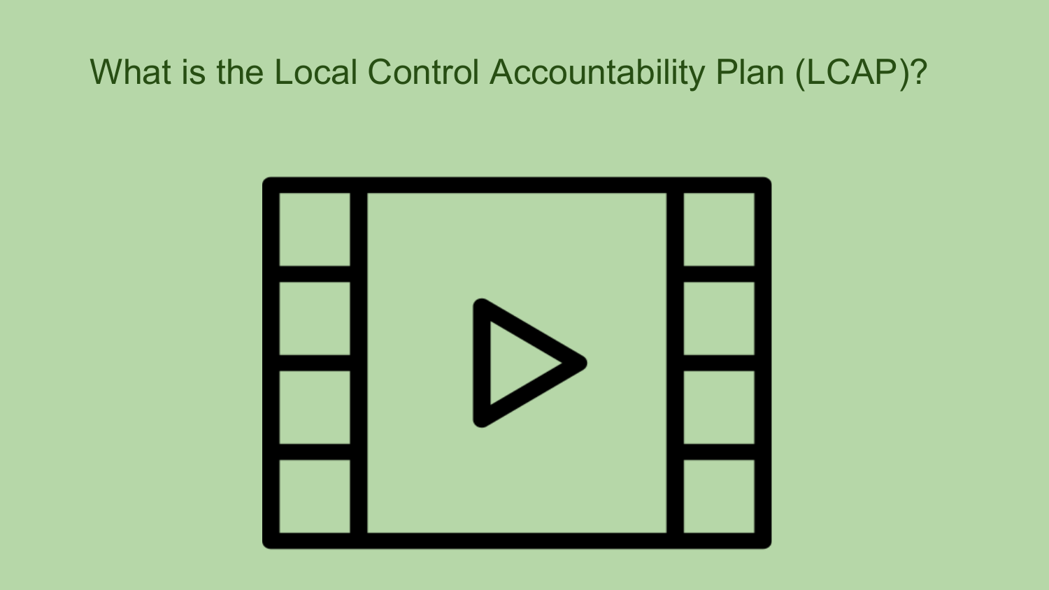# What is the Local Control Accountability Plan (LCAP)?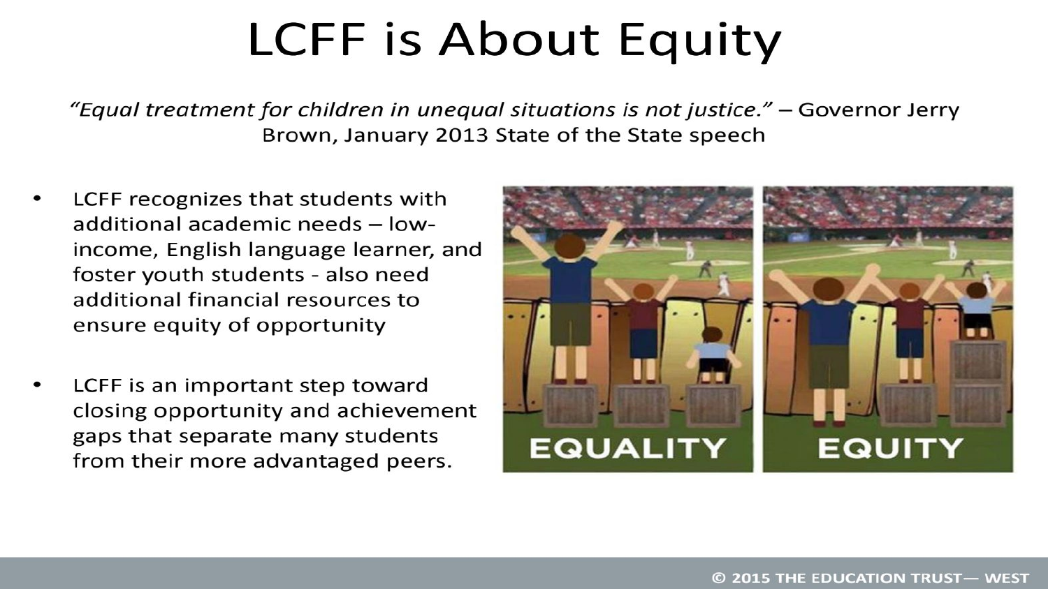# LCFF is About Equity

*"Equal treatment for children in unequal situations is not justice."* – Governor Jerry Brown, January 2013 State of the State speech

- LCFF recognizes that students with additional academic needs – low-income, English language learner, and foster youth students - also need additional financial resources to ensure equity of opportunity
- LCFF is an important step toward closing opportunity and achievement gaps that separate many students from their more advantaged peers.

EQUALITY EQUITY

© 2015 THE EDUCATION TRUST— WEST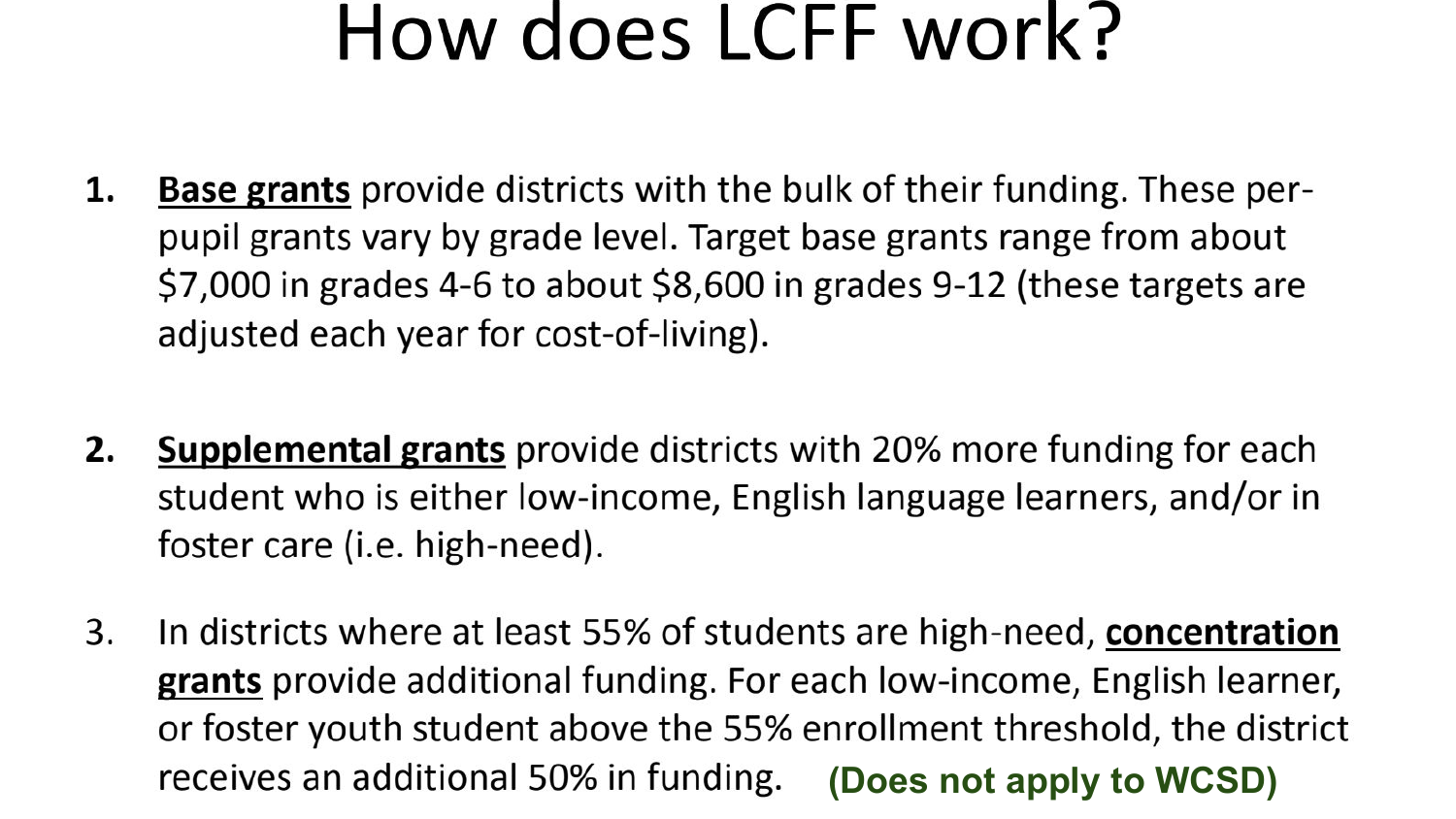# How does LCFF work?

1. **Base grants** provide districts with the bulk of their funding. These per-pupil grants vary by grade level. Target base grants range from about $7,000 in grades 4-6 to about $8,600 in grades 9-12 (these targets are adjusted each year for cost-of-living).

2. **Supplemental grants** provide districts with 20% more funding for each student who is either low-income, English language learners, and/or in foster care (i.e. high-need).

3. In districts where at least 55% of students are high-need, **concentration grants** provide additional funding. For each low-income, English learner, or foster youth student above the 55% enrollment threshold, the district receives an additional 50% in funding. **(Does not apply to WCSD)**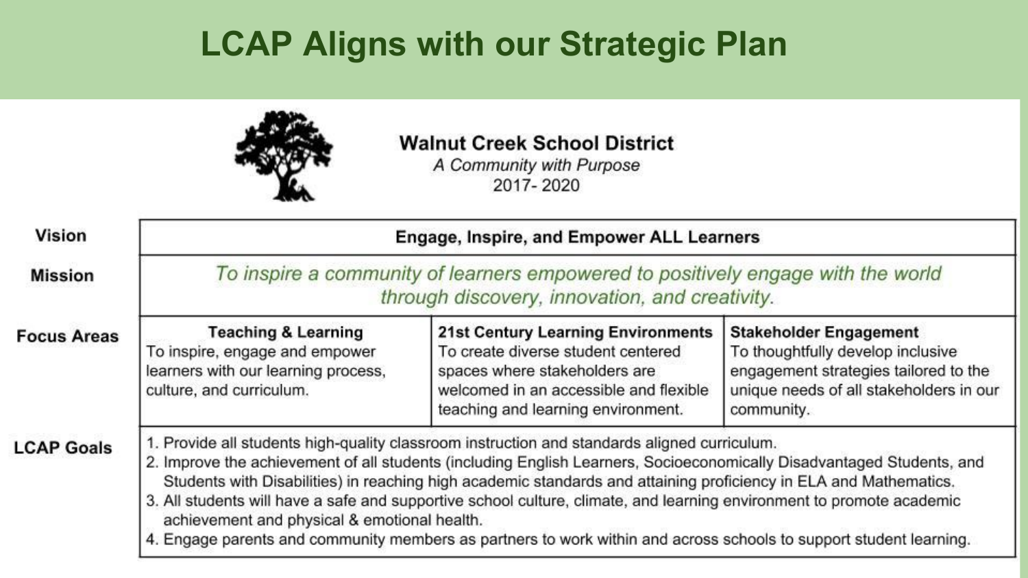# LCAP Aligns with our Strategic Plan

## Walnut Creek School District

*A Community with Purpose*

2017- 2020

| | | | |
|---|---|---|---|
| **Vision** | **Engage, Inspire, and Empower ALL Learners** | | |
| **Mission** | *To inspire a community of learners empowered to positively engage with the world through discovery, innovation, and creativity.* | | |
| **Focus Areas** | **Teaching & Learning** To inspire, engage and empower learners with our learning process, culture, and curriculum. | **21st Century Learning Environments** To create diverse student centered spaces where stakeholders are welcomed in an accessible and flexible teaching and learning environment. | **Stakeholder Engagement** To thoughtfully develop inclusive engagement strategies tailored to the unique needs of all stakeholders in our community. |
| **LCAP Goals** | 1. Provide all students high-quality classroom instruction and standards aligned curriculum. 2. Improve the achievement of all students (including English Learners, Socioeconomically Disadvantaged Students, and Students with Disabilities) in reaching high academic standards and attaining proficiency in ELA and Mathematics. 3. All students will have a safe and supportive school culture, climate, and learning environment to promote academic achievement and physical & emotional health. 4. Engage parents and community members as partners to work within and across schools to support student learning. | | |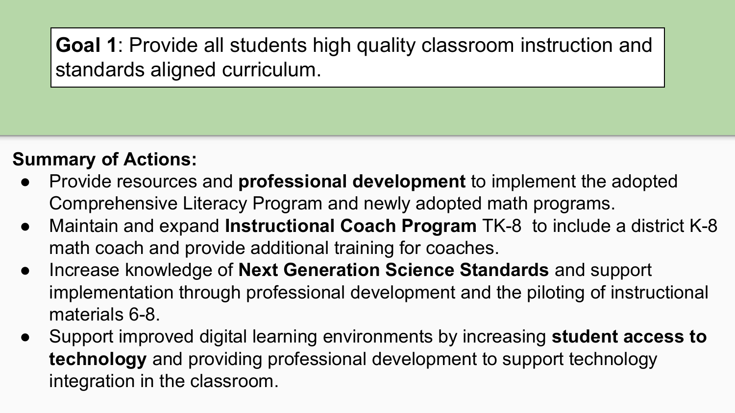**Goal 1**: Provide all students high quality classroom instruction and standards aligned curriculum.

**Summary of Actions:**

- Provide resources and **professional development** to implement the adopted Comprehensive Literacy Program and newly adopted math programs.
- Maintain and expand **Instructional Coach Program** TK-8 to include a district K-8 math coach and provide additional training for coaches.
- Increase knowledge of **Next Generation Science Standards** and support implementation through professional development and the piloting of instructional materials 6-8.
- Support improved digital learning environments by increasing **student access to technology** and providing professional development to support technology integration in the classroom.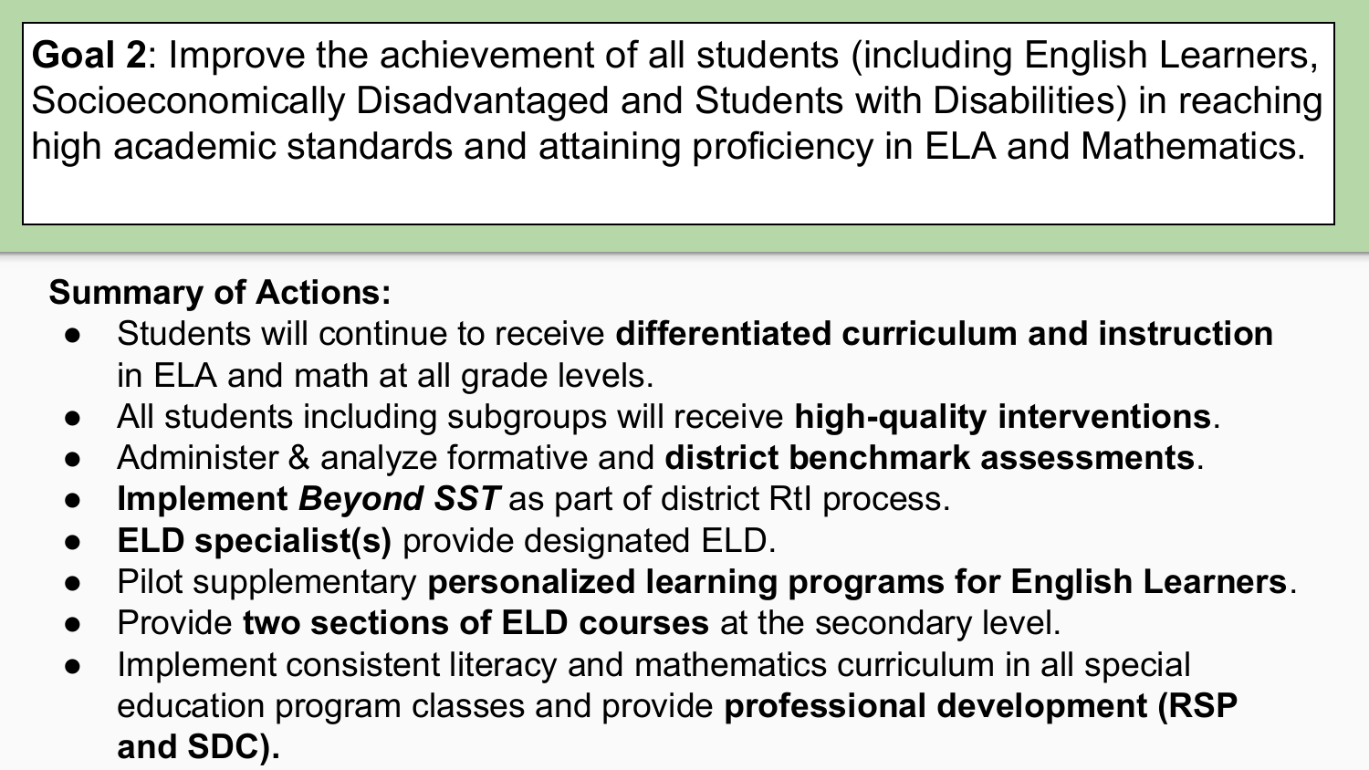**Goal 2**: Improve the achievement of all students (including English Learners, Socioeconomically Disadvantaged and Students with Disabilities) in reaching high academic standards and attaining proficiency in ELA and Mathematics.

**Summary of Actions:**

- Students will continue to receive **differentiated curriculum and instruction** in ELA and math at all grade levels.
- All students including subgroups will receive **high-quality interventions**.
- Administer & analyze formative and **district benchmark assessments**.
- **Implement *Beyond SST*** as part of district RtI process.
- **ELD specialist(s)** provide designated ELD.
- Pilot supplementary **personalized learning programs for English Learners**.
- Provide **two sections of ELD courses** at the secondary level.
- Implement consistent literacy and mathematics curriculum in all special education program classes and provide **professional development (RSP and SDC).**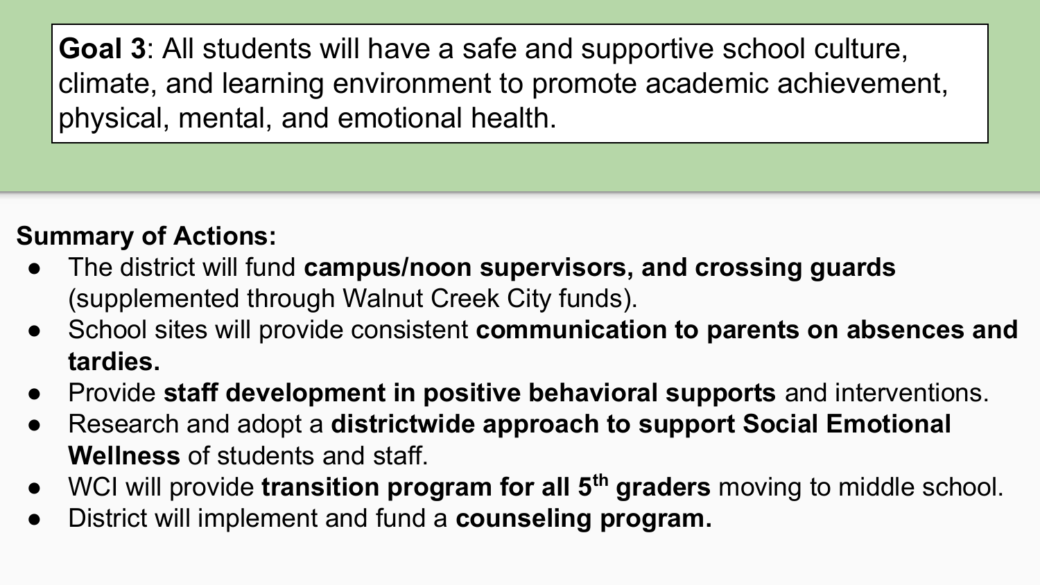**Goal 3**: All students will have a safe and supportive school culture, climate, and learning environment to promote academic achievement, physical, mental, and emotional health.

**Summary of Actions:**

- The district will fund **campus/noon supervisors, and crossing guards** (supplemented through Walnut Creek City funds).
- School sites will provide consistent **communication to parents on absences and tardies.**
- Provide **staff development in positive behavioral supports** and interventions.
- Research and adopt a **districtwide approach to support Social Emotional Wellness** of students and staff.
- WCI will provide **transition program for all 5th graders** moving to middle school.
- District will implement and fund a **counseling program.**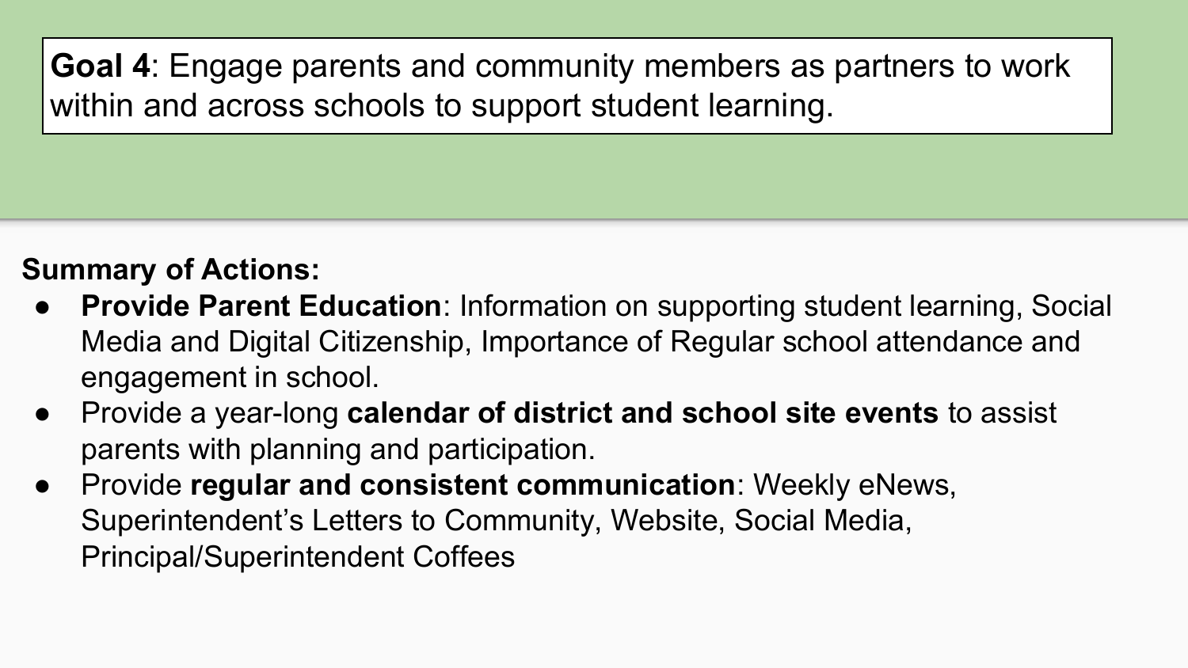**Goal 4**: Engage parents and community members as partners to work within and across schools to support student learning.

**Summary of Actions:**

- **Provide Parent Education**: Information on supporting student learning, Social Media and Digital Citizenship, Importance of Regular school attendance and engagement in school.
- Provide a year-long **calendar of district and school site events** to assist parents with planning and participation.
- Provide **regular and consistent communication**: Weekly eNews, Superintendent's Letters to Community, Website, Social Media, Principal/Superintendent Coffees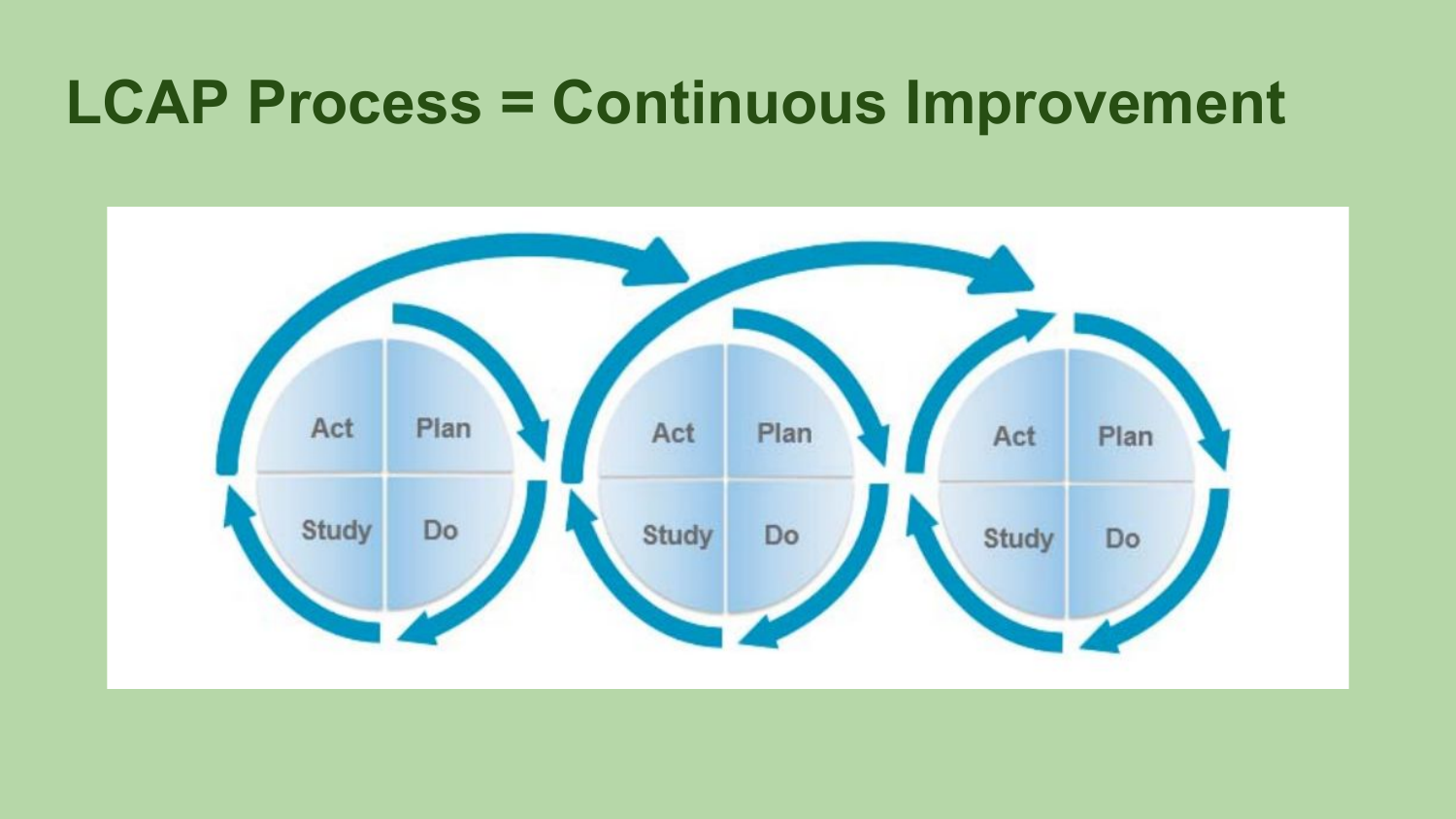# LCAP Process = Continuous Improvement

Act | Plan | Study | Do

Act | Plan | Study | Do

Act | Plan | Study | Do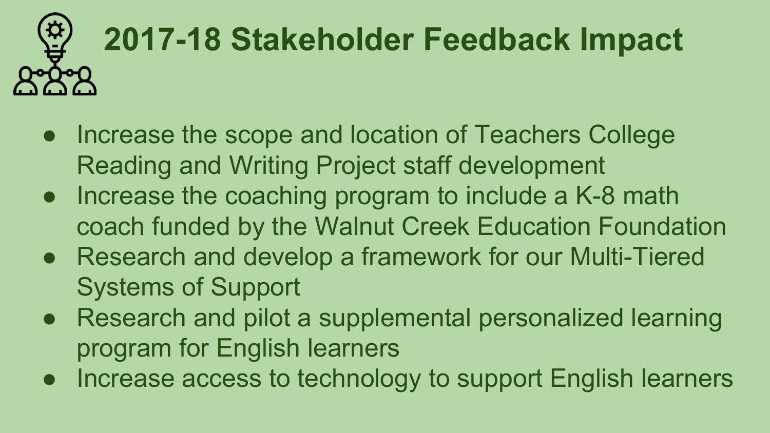# 2017-18 Stakeholder Feedback Impact

- Increase the scope and location of Teachers College Reading and Writing Project staff development
- Increase the coaching program to include a K-8 math coach funded by the Walnut Creek Education Foundation
- Research and develop a framework for our Multi-Tiered Systems of Support
- Research and pilot a supplemental personalized learning program for English learners
- Increase access to technology to support English learners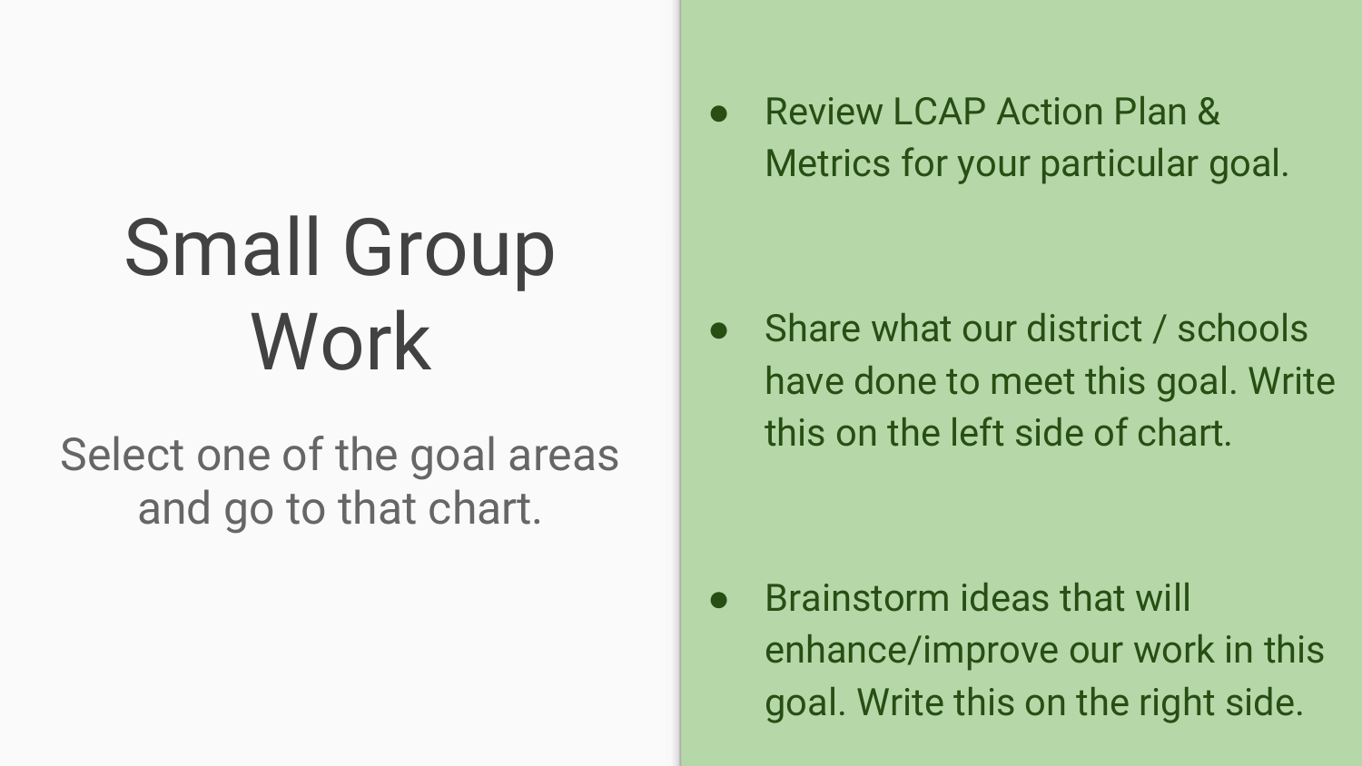# Small Group Work

Select one of the goal areas and go to that chart.

- Review LCAP Action Plan & Metrics for your particular goal.
- Share what our district / schools have done to meet this goal. Write this on the left side of chart.
- Brainstorm ideas that will enhance/improve our work in this goal. Write this on the right side.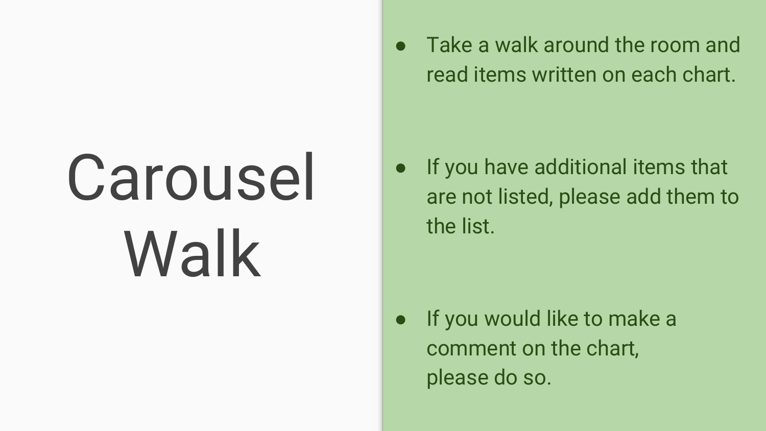# Carousel Walk

- Take a walk around the room and read items written on each chart.
- If you have additional items that are not listed, please add them to the list.
- If you would like to make a comment on the chart, please do so.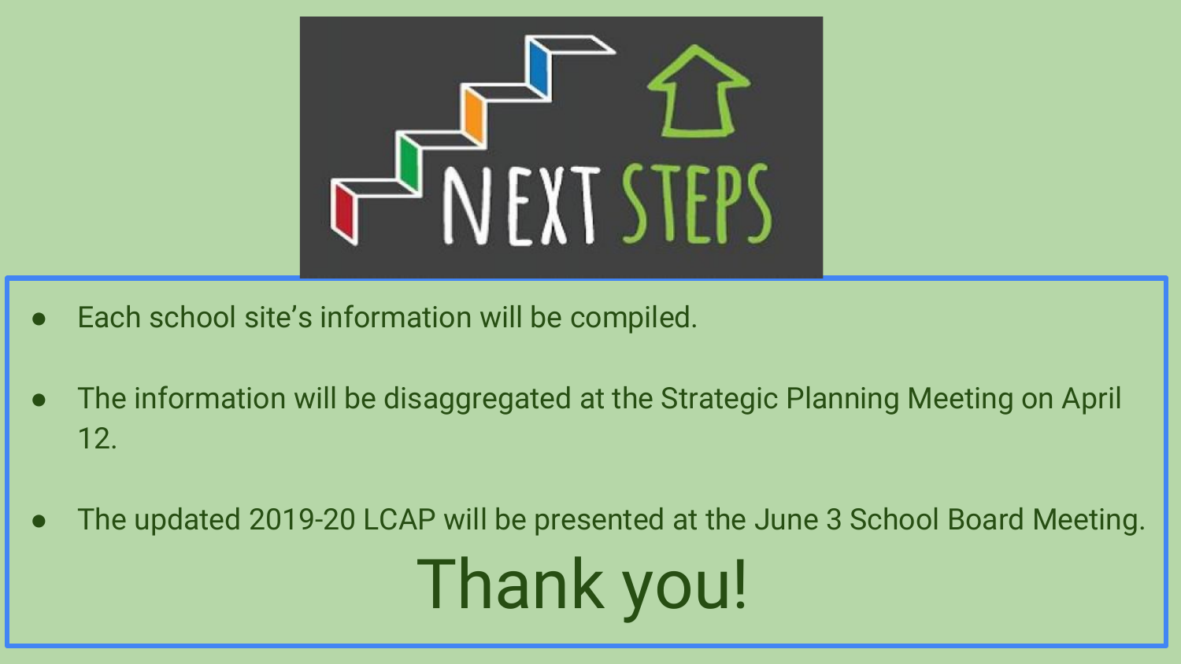# NEXT STEPS

- Each school site's information will be compiled.
- The information will be disaggregated at the Strategic Planning Meeting on April 12.
- The updated 2019-20 LCAP will be presented at the June 3 School Board Meeting.

## Thank you!